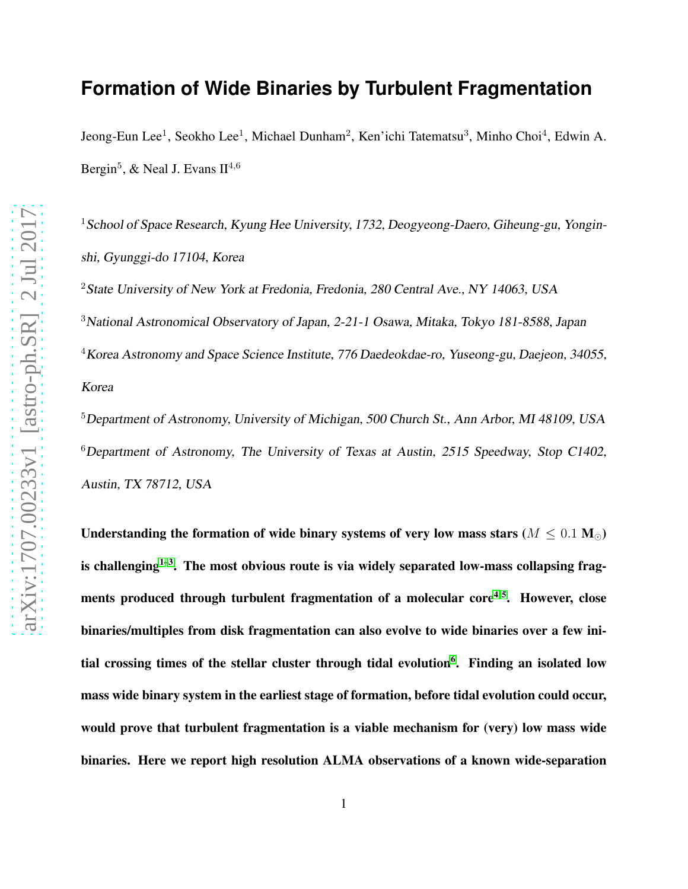# Formation of Wide Binaries by Turbulent Fragmentation

Jeong-Eun Lee[1], Seokho Lee[1], Michael Dunham[2], Ken'ichi Tatematsu[3], Minho Choi[4], Edwin A. Bergin[5], & Neal J. Evans II[4,6]

[1]*School of Space Research, Kyung Hee University, 1732, Deogyeong-Daero, Giheung-gu, Yongin-shi, Gyunggi-do 17104, Korea*

[2]*State University of New York at Fredonia, Fredonia, 280 Central Ave., NY 14063, USA*

[3]*National Astronomical Observatory of Japan, 2-21-1 Osawa, Mitaka, Tokyo 181-8588, Japan*

[4]*Korea Astronomy and Space Science Institute, 776 Daedeokdae-ro, Yuseong-gu, Daejeon, 34055, Korea*

[5]*Department of Astronomy, University of Michigan, 500 Church St., Ann Arbor, MI 48109, USA*

[6]*Department of Astronomy, The University of Texas at Austin, 2515 Speedway, Stop C1402, Austin, TX 78712, USA*

**Understanding the formation of wide binary systems of very low mass stars ($M \leq 0.1$ M$_\odot$) is challenging[1–3]. The most obvious route is via widely separated low-mass collapsing fragments produced through turbulent fragmentation of a molecular core[4,5]. However, close binaries/multiples from disk fragmentation can also evolve to wide binaries over a few initial crossing times of the stellar cluster through tidal evolution[6]. Finding an isolated low mass wide binary system in the earliest stage of formation, before tidal evolution could occur, would prove that turbulent fragmentation is a viable mechanism for (very) low mass wide binaries. Here we report high resolution ALMA observations of a known wide-separation**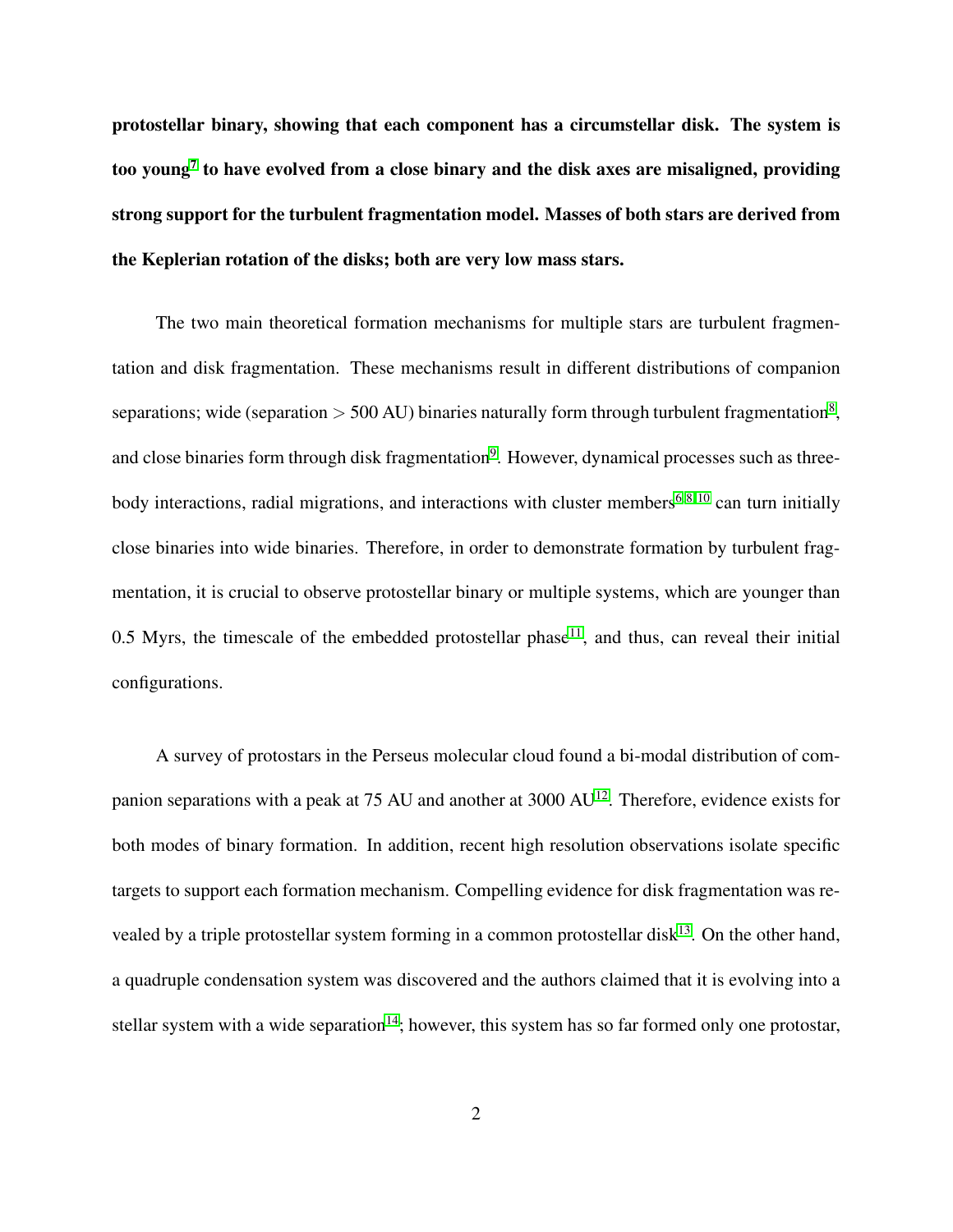**protostellar binary, showing that each component has a circumstellar disk. The system is too young[7] to have evolved from a close binary and the disk axes are misaligned, providing strong support for the turbulent fragmentation model. Masses of both stars are derived from the Keplerian rotation of the disks; both are very low mass stars.**

The two main theoretical formation mechanisms for multiple stars are turbulent fragmentation and disk fragmentation. These mechanisms result in different distributions of companion separations; wide (separation > 500 AU) binaries naturally form through turbulent fragmentation[8], and close binaries form through disk fragmentation[9]. However, dynamical processes such as three-body interactions, radial migrations, and interactions with cluster members[6,8,10] can turn initially close binaries into wide binaries. Therefore, in order to demonstrate formation by turbulent fragmentation, it is crucial to observe protostellar binary or multiple systems, which are younger than 0.5 Myrs, the timescale of the embedded protostellar phase[11], and thus, can reveal their initial configurations.

A survey of protostars in the Perseus molecular cloud found a bi-modal distribution of companion separations with a peak at 75 AU and another at 3000 AU[12]. Therefore, evidence exists for both modes of binary formation. In addition, recent high resolution observations isolate specific targets to support each formation mechanism. Compelling evidence for disk fragmentation was revealed by a triple protostellar system forming in a common protostellar disk[13]. On the other hand, a quadruple condensation system was discovered and the authors claimed that it is evolving into a stellar system with a wide separation[14]; however, this system has so far formed only one protostar,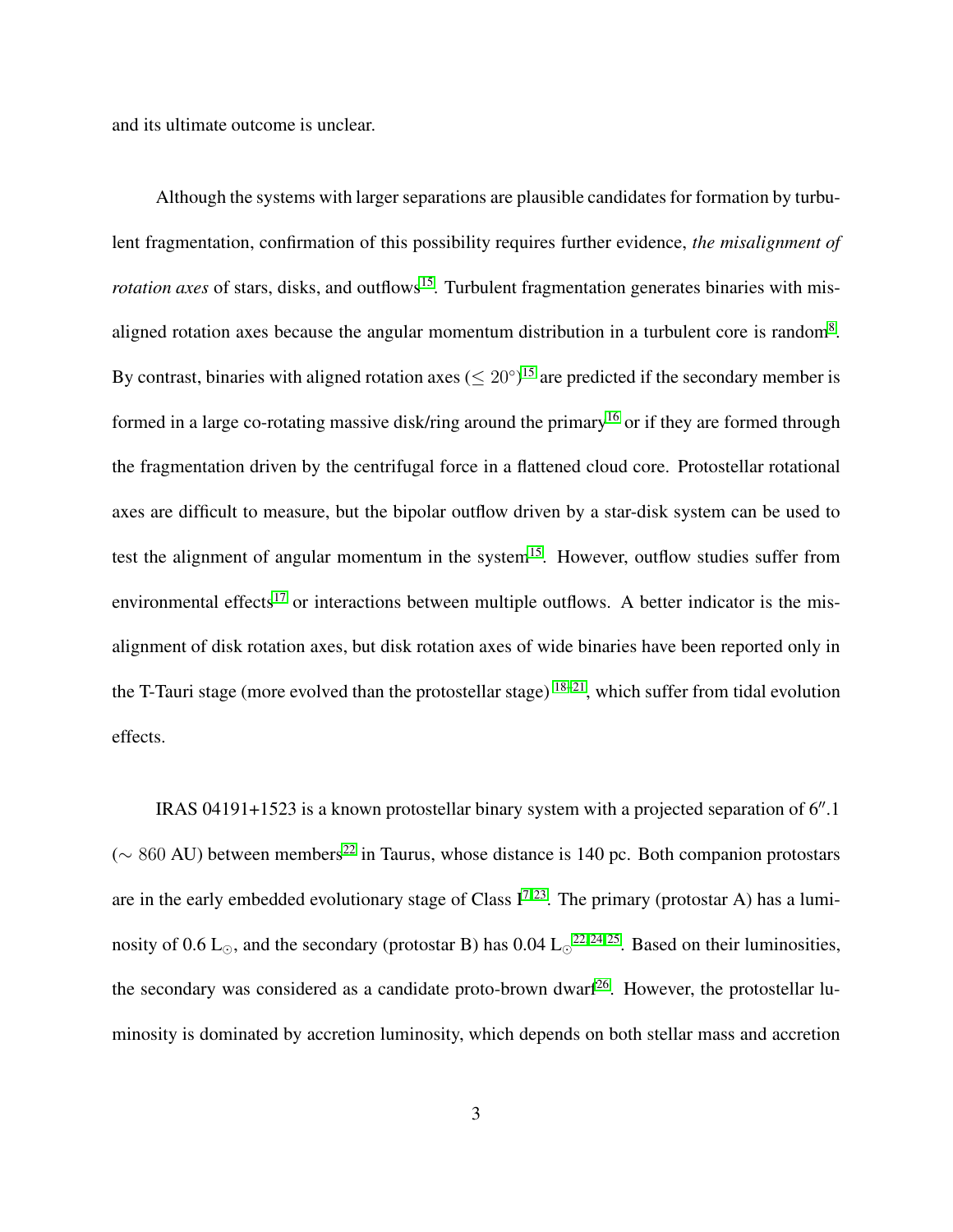and its ultimate outcome is unclear.

Although the systems with larger separations are plausible candidates for formation by turbulent fragmentation, confirmation of this possibility requires further evidence, *the misalignment of rotation axes* of stars, disks, and outflows[15]. Turbulent fragmentation generates binaries with misaligned rotation axes because the angular momentum distribution in a turbulent core is random[8]. By contrast, binaries with aligned rotation axes ($\leq 20^{\circ}$)[15] are predicted if the secondary member is formed in a large co-rotating massive disk/ring around the primary[16] or if they are formed through the fragmentation driven by the centrifugal force in a flattened cloud core. Protostellar rotational axes are difficult to measure, but the bipolar outflow driven by a star-disk system can be used to test the alignment of angular momentum in the system[15]. However, outflow studies suffer from environmental effects[17] or interactions between multiple outflows. A better indicator is the misalignment of disk rotation axes, but disk rotation axes of wide binaries have been reported only in the T-Tauri stage (more evolved than the protostellar stage)[18–21], which suffer from tidal evolution effects.

IRAS 04191+1523 is a known protostellar binary system with a projected separation of $6''.1$ ($\sim 860$ AU) between members[22] in Taurus, whose distance is 140 pc. Both companion protostars are in the early embedded evolutionary stage of Class I[7,23]. The primary (protostar A) has a luminosity of 0.6 $L_{\odot}$, and the secondary (protostar B) has 0.04 $L_{\odot}$[22,24,25]. Based on their luminosities, the secondary was considered as a candidate proto-brown dwarf[26]. However, the protostellar luminosity is dominated by accretion luminosity, which depends on both stellar mass and accretion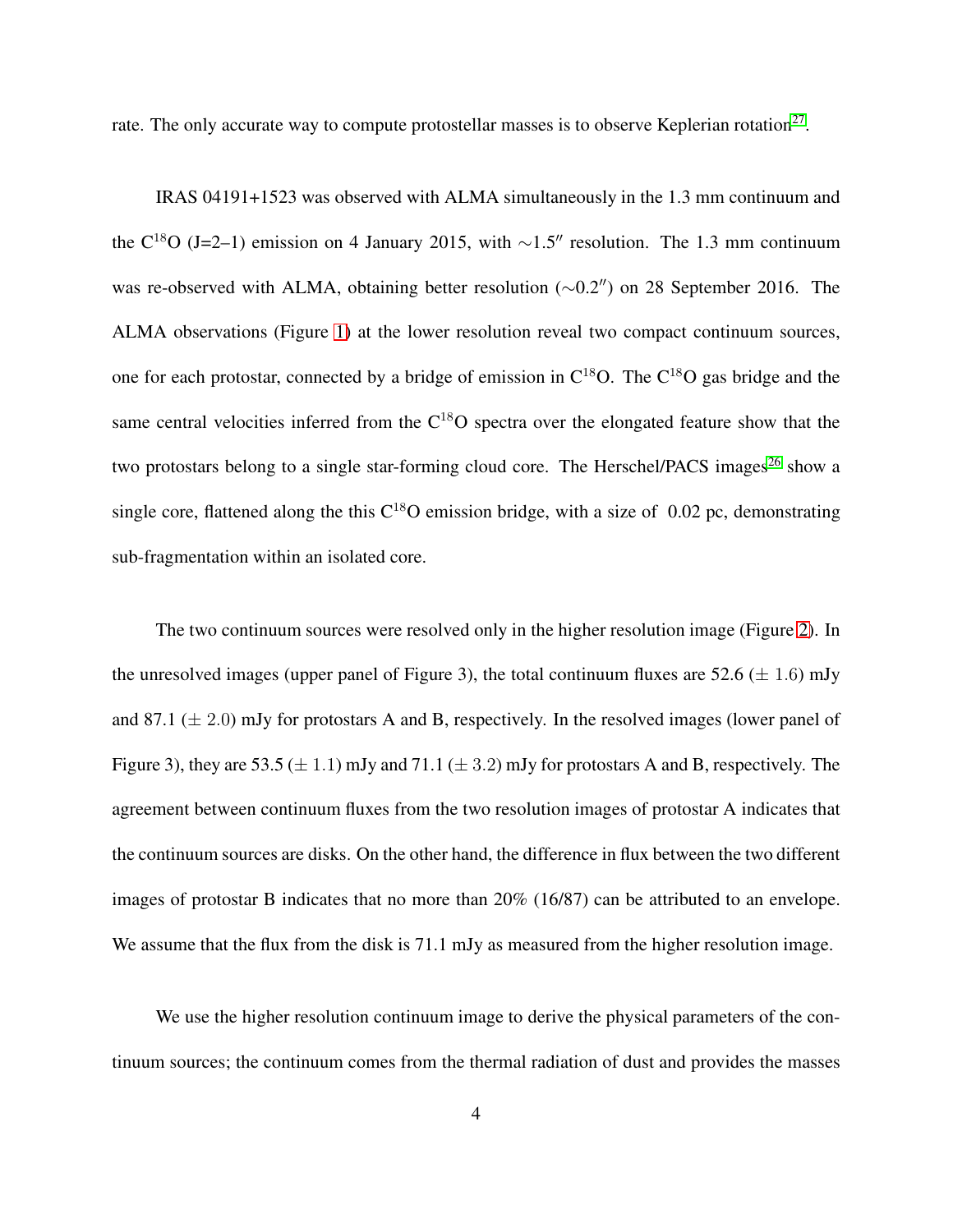rate. The only accurate way to compute protostellar masses is to observe Keplerian rotation[27].

IRAS 04191+1523 was observed with ALMA simultaneously in the 1.3 mm continuum and the $C^{18}O$ (J=2–1) emission on 4 January 2015, with $\sim$1.5″ resolution. The 1.3 mm continuum was re-observed with ALMA, obtaining better resolution ($\sim$0.2″) on 28 September 2016. The ALMA observations (Figure 1) at the lower resolution reveal two compact continuum sources, one for each protostar, connected by a bridge of emission in $C^{18}O$. The $C^{18}O$ gas bridge and the same central velocities inferred from the $C^{18}O$ spectra over the elongated feature show that the two protostars belong to a single star-forming cloud core. The Herschel/PACS images[26] show a single core, flattened along the this $C^{18}O$ emission bridge, with a size of 0.02 pc, demonstrating sub-fragmentation within an isolated core.

The two continuum sources were resolved only in the higher resolution image (Figure 2). In the unresolved images (upper panel of Figure 3), the total continuum fluxes are 52.6 ($\pm$ 1.6) mJy and 87.1 ($\pm$ 2.0) mJy for protostars A and B, respectively. In the resolved images (lower panel of Figure 3), they are 53.5 ($\pm$ 1.1) mJy and 71.1 ($\pm$ 3.2) mJy for protostars A and B, respectively. The agreement between continuum fluxes from the two resolution images of protostar A indicates that the continuum sources are disks. On the other hand, the difference in flux between the two different images of protostar B indicates that no more than 20% (16/87) can be attributed to an envelope. We assume that the flux from the disk is 71.1 mJy as measured from the higher resolution image.

We use the higher resolution continuum image to derive the physical parameters of the continuum sources; the continuum comes from the thermal radiation of dust and provides the masses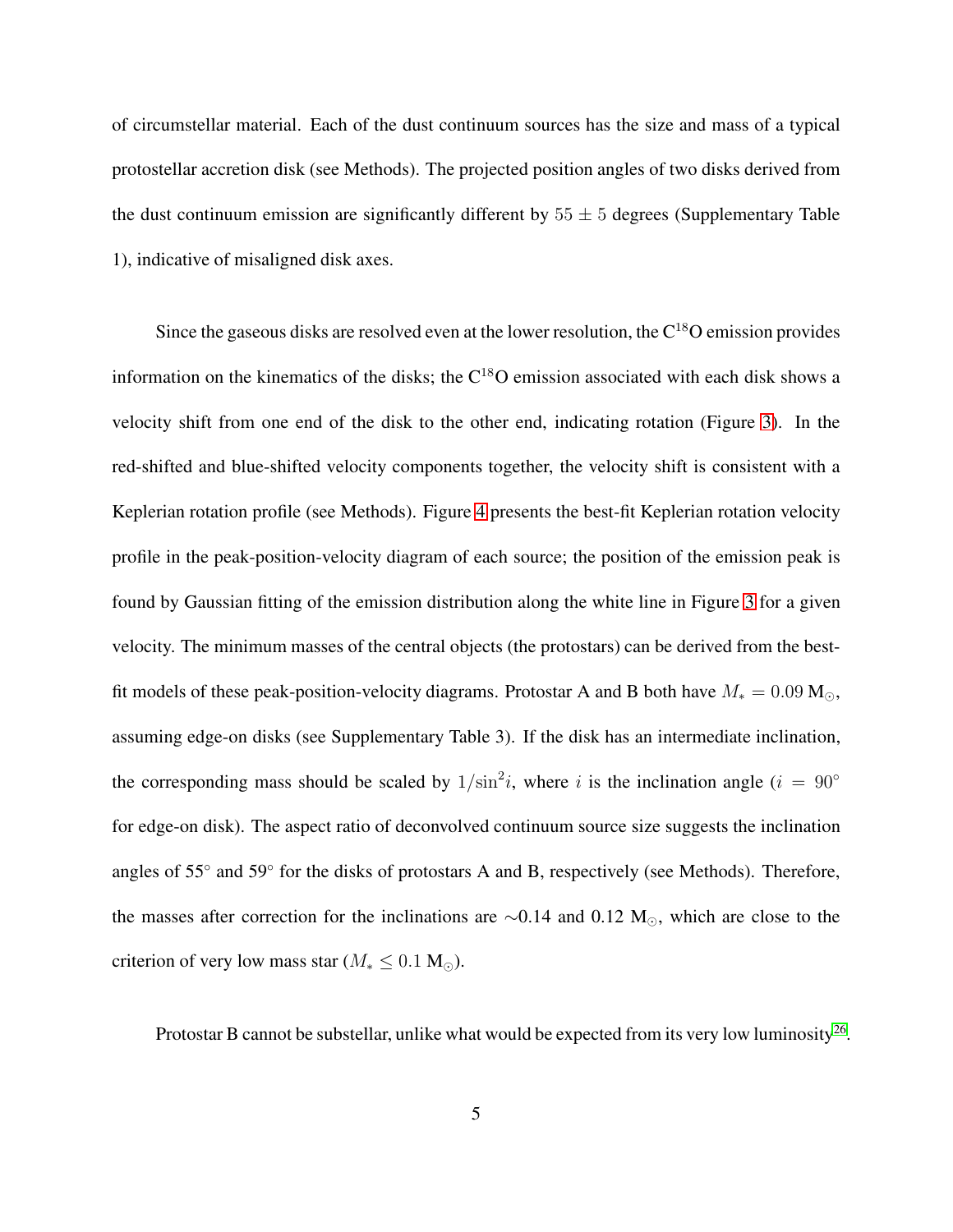of circumstellar material. Each of the dust continuum sources has the size and mass of a typical protostellar accretion disk (see Methods). The projected position angles of two disks derived from the dust continuum emission are significantly different by $55 \pm 5$ degrees (Supplementary Table 1), indicative of misaligned disk axes.

Since the gaseous disks are resolved even at the lower resolution, the $C^{18}O$ emission provides information on the kinematics of the disks; the $C^{18}O$ emission associated with each disk shows a velocity shift from one end of the disk to the other end, indicating rotation (Figure 3). In the red-shifted and blue-shifted velocity components together, the velocity shift is consistent with a Keplerian rotation profile (see Methods). Figure 4 presents the best-fit Keplerian rotation velocity profile in the peak-position-velocity diagram of each source; the position of the emission peak is found by Gaussian fitting of the emission distribution along the white line in Figure 3 for a given velocity. The minimum masses of the central objects (the protostars) can be derived from the best-fit models of these peak-position-velocity diagrams. Protostar A and B both have $M_{*} = 0.09$ M$_{\odot}$, assuming edge-on disks (see Supplementary Table 3). If the disk has an intermediate inclination, the corresponding mass should be scaled by $1/\sin^{2}i$, where $i$ is the inclination angle ($i = 90^{\circ}$ for edge-on disk). The aspect ratio of deconvolved continuum source size suggests the inclination angles of 55° and 59° for the disks of protostars A and B, respectively (see Methods). Therefore, the masses after correction for the inclinations are ~0.14 and 0.12 M$_{\odot}$, which are close to the criterion of very low mass star ($M_{*} \leq 0.1$ M$_{\odot}$).

Protostar B cannot be substellar, unlike what would be expected from its very low luminosity[26].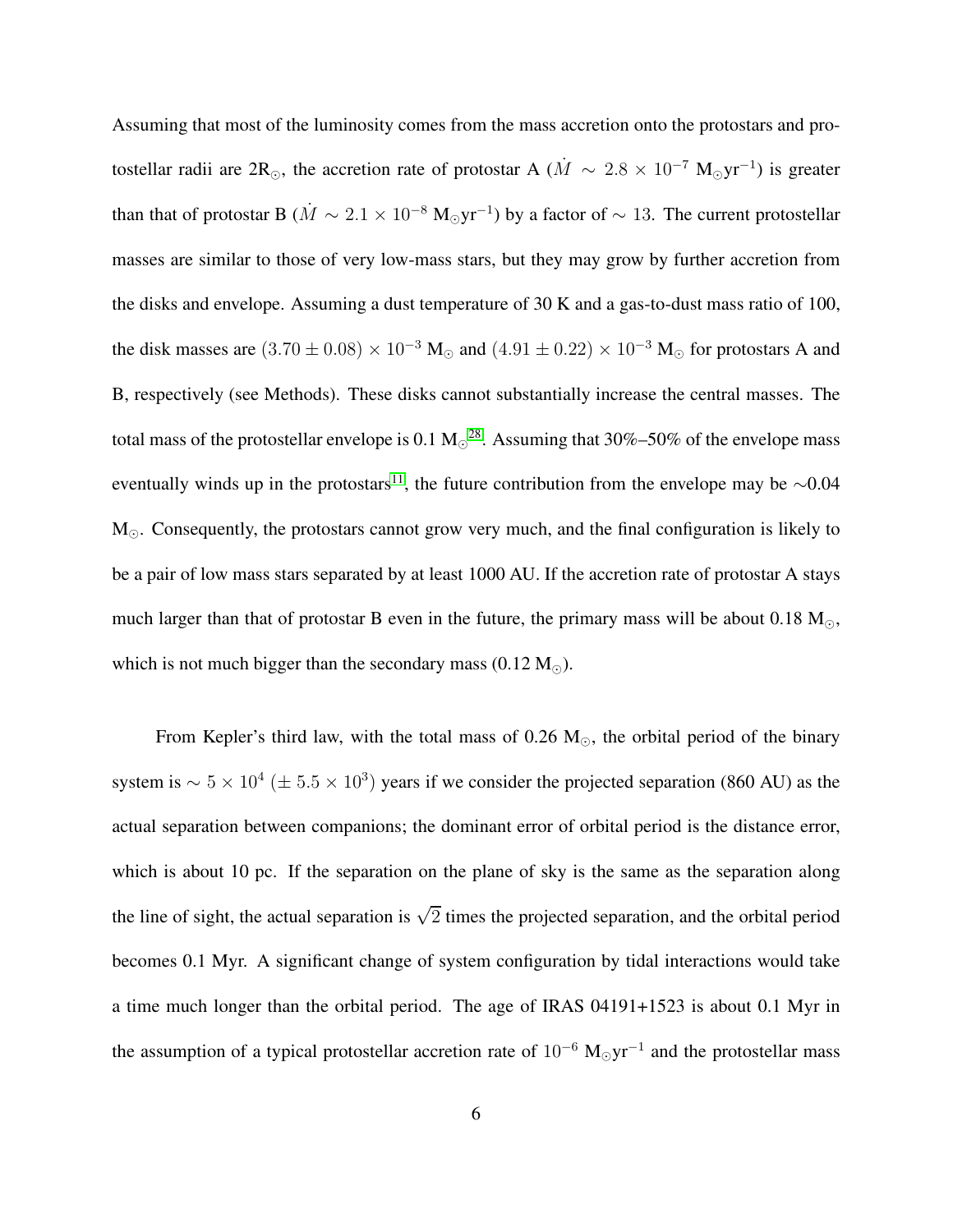Assuming that most of the luminosity comes from the mass accretion onto the protostars and protostellar radii are 2R$_\odot$, the accretion rate of protostar A ($\dot{M} \sim 2.8 \times 10^{-7}$ M$_\odot$yr$^{-1}$) is greater than that of protostar B ($\dot{M} \sim 2.1 \times 10^{-8}$ M$_\odot$yr$^{-1}$) by a factor of $\sim 13$. The current protostellar masses are similar to those of very low-mass stars, but they may grow by further accretion from the disks and envelope. Assuming a dust temperature of 30 K and a gas-to-dust mass ratio of 100, the disk masses are $(3.70 \pm 0.08) \times 10^{-3}$ M$_\odot$ and $(4.91 \pm 0.22) \times 10^{-3}$ M$_\odot$ for protostars A and B, respectively (see Methods). These disks cannot substantially increase the central masses. The total mass of the protostellar envelope is 0.1 M$_\odot$[28]. Assuming that 30%–50% of the envelope mass eventually winds up in the protostars[11], the future contribution from the envelope may be $\sim$0.04 M$_\odot$. Consequently, the protostars cannot grow very much, and the final configuration is likely to be a pair of low mass stars separated by at least 1000 AU. If the accretion rate of protostar A stays much larger than that of protostar B even in the future, the primary mass will be about 0.18 M$_\odot$, which is not much bigger than the secondary mass (0.12 M$_\odot$).

From Kepler's third law, with the total mass of 0.26 M$_\odot$, the orbital period of the binary system is $\sim 5 \times 10^4$ ($\pm\, 5.5 \times 10^3$) years if we consider the projected separation (860 AU) as the actual separation between companions; the dominant error of orbital period is the distance error, which is about 10 pc. If the separation on the plane of sky is the same as the separation along the line of sight, the actual separation is $\sqrt{2}$ times the projected separation, and the orbital period becomes 0.1 Myr. A significant change of system configuration by tidal interactions would take a time much longer than the orbital period. The age of IRAS 04191+1523 is about 0.1 Myr in the assumption of a typical protostellar accretion rate of $10^{-6}$ M$_\odot$yr$^{-1}$ and the protostellar mass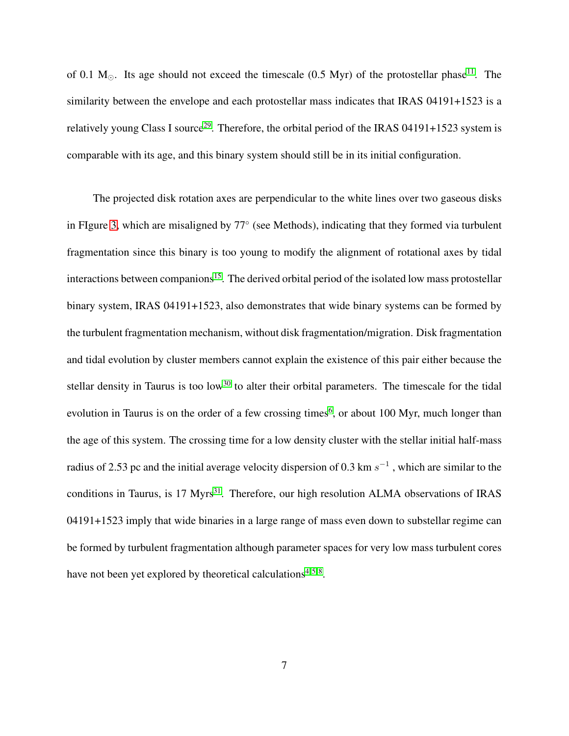of 0.1 $M_{\odot}$. Its age should not exceed the timescale (0.5 Myr) of the protostellar phase[11]. The similarity between the envelope and each protostellar mass indicates that IRAS 04191+1523 is a relatively young Class I source[29]. Therefore, the orbital period of the IRAS 04191+1523 system is comparable with its age, and this binary system should still be in its initial configuration.

The projected disk rotation axes are perpendicular to the white lines over two gaseous disks in FIgure 3, which are misaligned by 77° (see Methods), indicating that they formed via turbulent fragmentation since this binary is too young to modify the alignment of rotational axes by tidal interactions between companions[15]. The derived orbital period of the isolated low mass protostellar binary system, IRAS 04191+1523, also demonstrates that wide binary systems can be formed by the turbulent fragmentation mechanism, without disk fragmentation/migration. Disk fragmentation and tidal evolution by cluster members cannot explain the existence of this pair either because the stellar density in Taurus is too low[30] to alter their orbital parameters. The timescale for the tidal evolution in Taurus is on the order of a few crossing times[6], or about 100 Myr, much longer than the age of this system. The crossing time for a low density cluster with the stellar initial half-mass radius of 2.53 pc and the initial average velocity dispersion of 0.3 km $s^{-1}$ , which are similar to the conditions in Taurus, is 17 Myrs[31]. Therefore, our high resolution ALMA observations of IRAS 04191+1523 imply that wide binaries in a large range of mass even down to substellar regime can be formed by turbulent fragmentation although parameter spaces for very low mass turbulent cores have not been yet explored by theoretical calculations[4,5,8].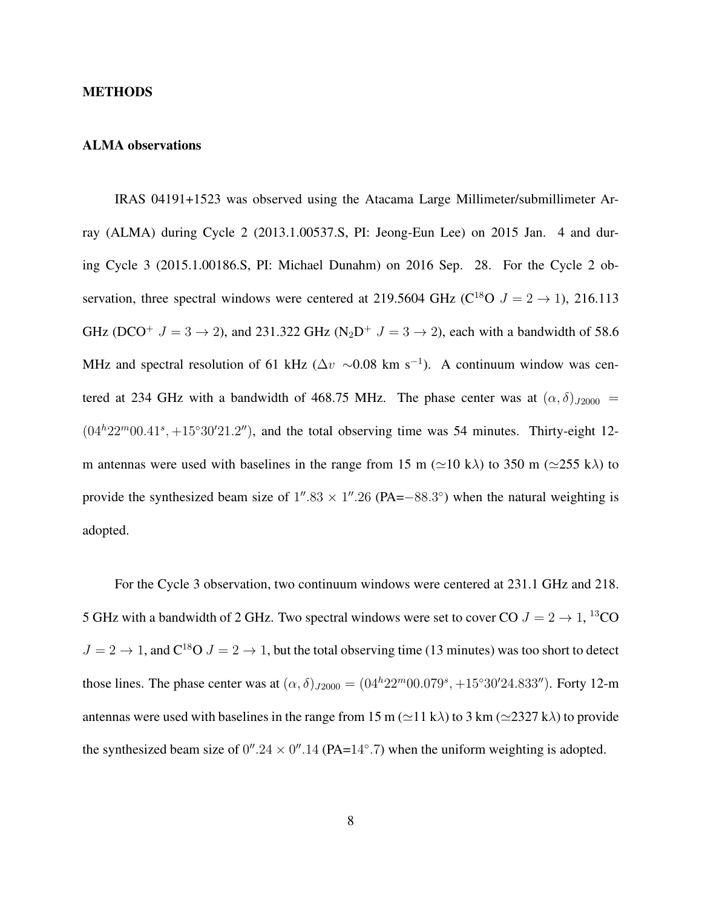## METHODS

### ALMA observations

IRAS 04191+1523 was observed using the Atacama Large Millimeter/submillimeter Array (ALMA) during Cycle 2 (2013.1.00537.S, PI: Jeong-Eun Lee) on 2015 Jan. 4 and during Cycle 3 (2015.1.00186.S, PI: Michael Dunahm) on 2016 Sep. 28. For the Cycle 2 observation, three spectral windows were centered at 219.5604 GHz ($C^{18}O$ $J = 2 \rightarrow 1$), 216.113 GHz ($DCO^+$ $J = 3 \rightarrow 2$), and 231.322 GHz ($N_2D^+$ $J = 3 \rightarrow 2$), each with a bandwidth of 58.6 MHz and spectral resolution of 61 kHz ($\Delta v$ $\sim$0.08 km s$^{-1}$). A continuum window was centered at 234 GHz with a bandwidth of 468.75 MHz. The phase center was at $(\alpha, \delta)_{J2000} = (04^h22^m00.41^s, +15^\circ30'21.2'')$, and the total observing time was 54 minutes. Thirty-eight 12-m antennas were used with baselines in the range from 15 m ($\simeq$10 k$\lambda$) to 350 m ($\simeq$255 k$\lambda$) to provide the synthesized beam size of $1''.83 \times 1''.26$ (PA=$-88.3^\circ$) when the natural weighting is adopted.

For the Cycle 3 observation, two continuum windows were centered at 231.1 GHz and 218. 5 GHz with a bandwidth of 2 GHz. Two spectral windows were set to cover CO $J = 2 \rightarrow 1$, $^{13}$CO $J = 2 \rightarrow 1$, and $C^{18}O$ $J = 2 \rightarrow 1$, but the total observing time (13 minutes) was too short to detect those lines. The phase center was at $(\alpha, \delta)_{J2000} = (04^h22^m00.079^s, +15^\circ30'24.833'')$. Forty 12-m antennas were used with baselines in the range from 15 m ($\simeq$11 k$\lambda$) to 3 km ($\simeq$2327 k$\lambda$) to provide the synthesized beam size of $0''.24 \times 0''.14$ (PA=$14^\circ.7$) when the uniform weighting is adopted.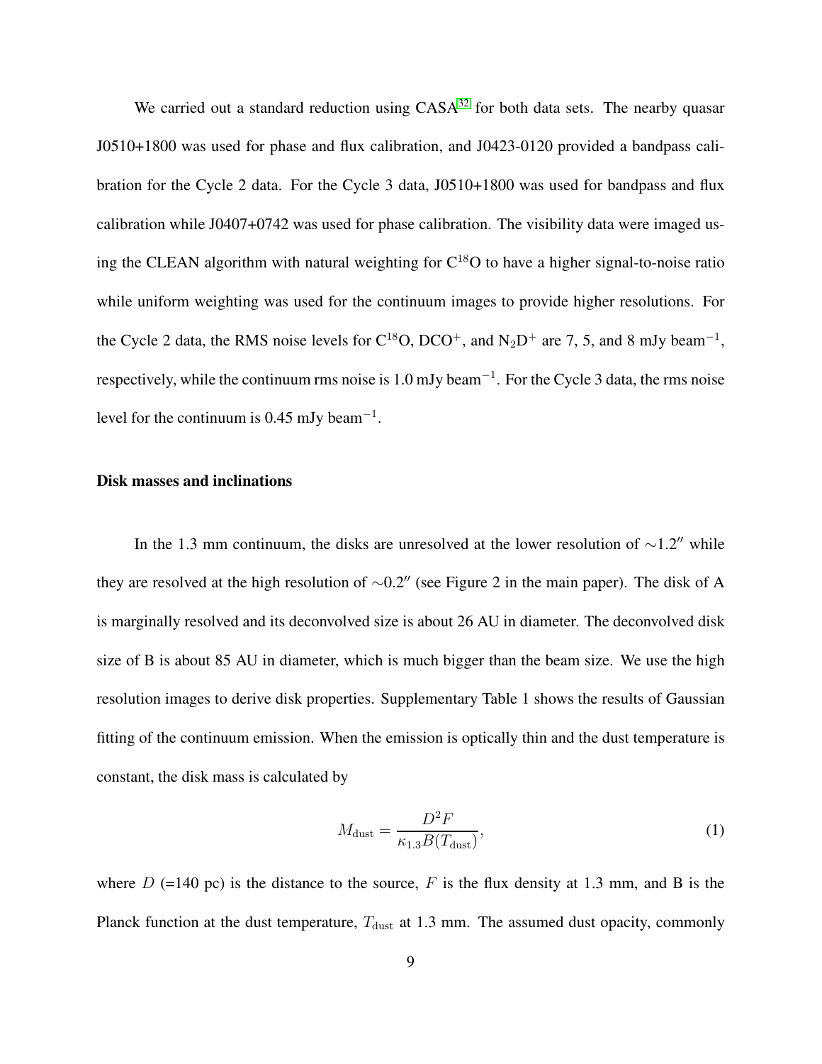We carried out a standard reduction using CASA[32] for both data sets. The nearby quasar J0510+1800 was used for phase and flux calibration, and J0423-0120 provided a bandpass calibration for the Cycle 2 data. For the Cycle 3 data, J0510+1800 was used for bandpass and flux calibration while J0407+0742 was used for phase calibration. The visibility data were imaged using the CLEAN algorithm with natural weighting for $C^{18}O$ to have a higher signal-to-noise ratio while uniform weighting was used for the continuum images to provide higher resolutions. For the Cycle 2 data, the RMS noise levels for $C^{18}O$, $DCO^{+}$, and $N_2D^{+}$ are 7, 5, and 8 mJy beam$^{-1}$, respectively, while the continuum rms noise is 1.0 mJy beam$^{-1}$. For the Cycle 3 data, the rms noise level for the continuum is 0.45 mJy beam$^{-1}$.

### Disk masses and inclinations

In the 1.3 mm continuum, the disks are unresolved at the lower resolution of $\sim$1.2$''$ while they are resolved at the high resolution of $\sim$0.2$''$ (see Figure 2 in the main paper). The disk of A is marginally resolved and its deconvolved size is about 26 AU in diameter. The deconvolved disk size of B is about 85 AU in diameter, which is much bigger than the beam size. We use the high resolution images to derive disk properties. Supplementary Table 1 shows the results of Gaussian fitting of the continuum emission. When the emission is optically thin and the dust temperature is constant, the disk mass is calculated by

$$M_{\rm dust} = \frac{D^2 F}{\kappa_{1.3} B(T_{\rm dust})}, \tag{1}$$

where $D$ (=140 pc) is the distance to the source, $F$ is the flux density at 1.3 mm, and B is the Planck function at the dust temperature, $T_{\rm dust}$ at 1.3 mm. The assumed dust opacity, commonly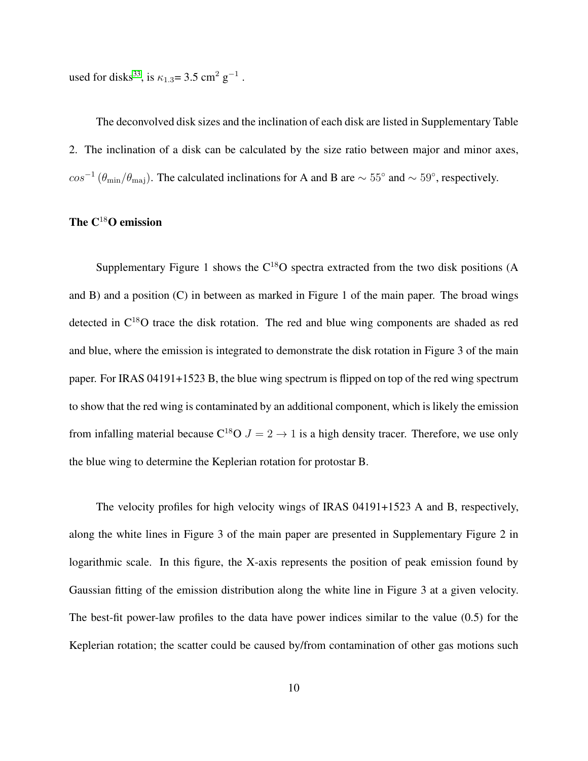used for disks[33], is $\kappa_{1.3}$= 3.5 cm$^2$ g$^{-1}$ .

The deconvolved disk sizes and the inclination of each disk are listed in Supplementary Table 2. The inclination of a disk can be calculated by the size ratio between major and minor axes, $cos^{-1}\,(\theta_{\rm min}/\theta_{\rm maj})$. The calculated inclinations for A and B are $\sim 55^{\circ}$ and $\sim 59^{\circ}$, respectively.

**The C$^{18}$O emission**

Supplementary Figure 1 shows the C$^{18}$O spectra extracted from the two disk positions (A and B) and a position (C) in between as marked in Figure 1 of the main paper. The broad wings detected in C$^{18}$O trace the disk rotation. The red and blue wing components are shaded as red and blue, where the emission is integrated to demonstrate the disk rotation in Figure 3 of the main paper. For IRAS 04191+1523 B, the blue wing spectrum is flipped on top of the red wing spectrum to show that the red wing is contaminated by an additional component, which is likely the emission from infalling material because C$^{18}$O $J = 2 \rightarrow 1$ is a high density tracer. Therefore, we use only the blue wing to determine the Keplerian rotation for protostar B.

The velocity profiles for high velocity wings of IRAS 04191+1523 A and B, respectively, along the white lines in Figure 3 of the main paper are presented in Supplementary Figure 2 in logarithmic scale. In this figure, the X-axis represents the position of peak emission found by Gaussian fitting of the emission distribution along the white line in Figure 3 at a given velocity. The best-fit power-law profiles to the data have power indices similar to the value (0.5) for the Keplerian rotation; the scatter could be caused by/from contamination of other gas motions such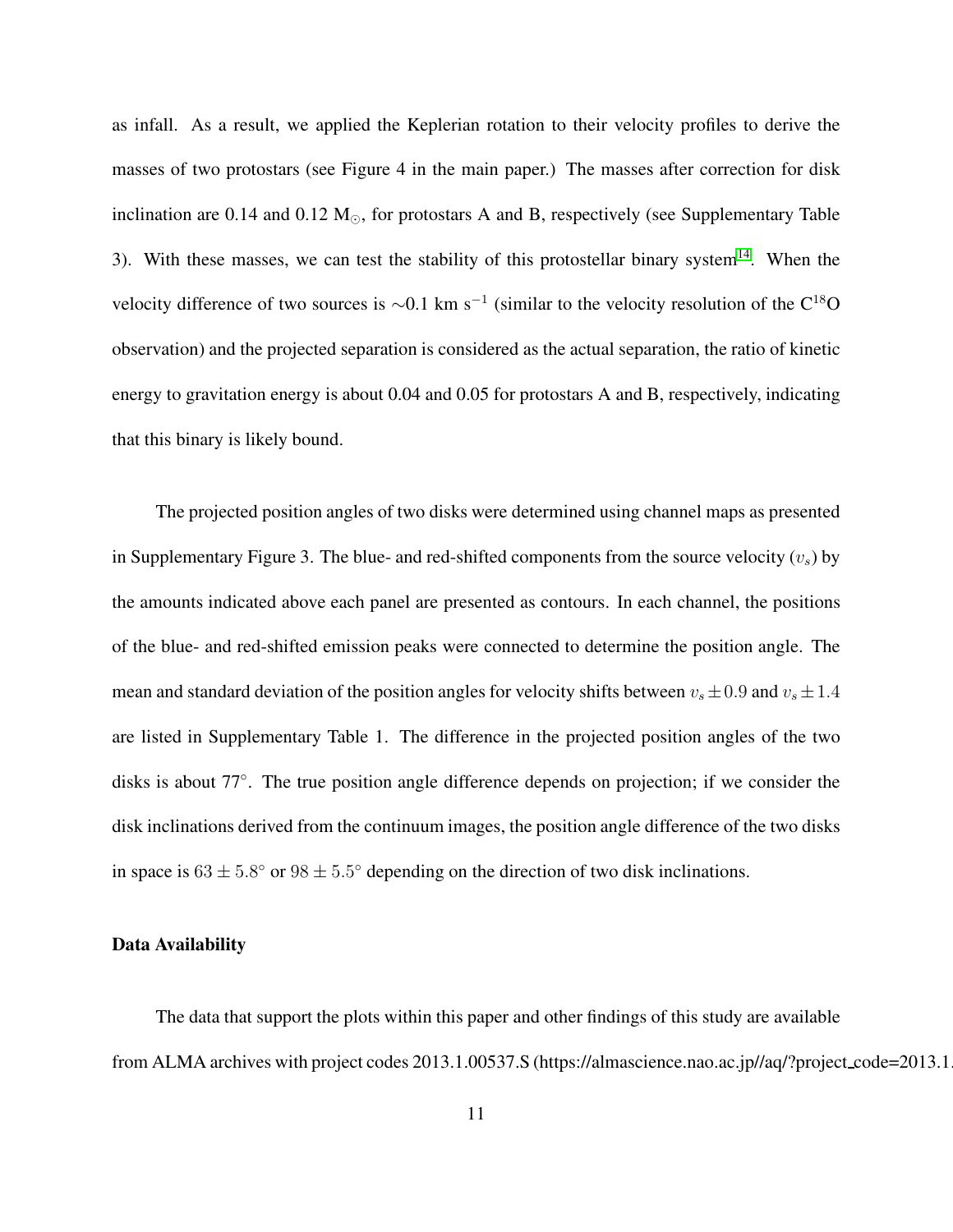as infall. As a result, we applied the Keplerian rotation to their velocity profiles to derive the masses of two protostars (see Figure 4 in the main paper.) The masses after correction for disk inclination are 0.14 and 0.12 $M_\odot$, for protostars A and B, respectively (see Supplementary Table 3). With these masses, we can test the stability of this protostellar binary system[14]. When the velocity difference of two sources is $\sim$0.1 km s$^{-1}$ (similar to the velocity resolution of the $C^{18}O$ observation) and the projected separation is considered as the actual separation, the ratio of kinetic energy to gravitation energy is about 0.04 and 0.05 for protostars A and B, respectively, indicating that this binary is likely bound.

The projected position angles of two disks were determined using channel maps as presented in Supplementary Figure 3. The blue- and red-shifted components from the source velocity ($v_s$) by the amounts indicated above each panel are presented as contours. In each channel, the positions of the blue- and red-shifted emission peaks were connected to determine the position angle. The mean and standard deviation of the position angles for velocity shifts between $v_s \pm 0.9$ and $v_s \pm 1.4$ are listed in Supplementary Table 1. The difference in the projected position angles of the two disks is about 77°. The true position angle difference depends on projection; if we consider the disk inclinations derived from the continuum images, the position angle difference of the two disks in space is $63 \pm 5.8^\circ$ or $98 \pm 5.5^\circ$ depending on the direction of two disk inclinations.

**Data Availability**

The data that support the plots within this paper and other findings of this study are available from ALMA archives with project codes 2013.1.00537.S (https://almascience.nao.ac.jp//aq/?project_code=2013.1.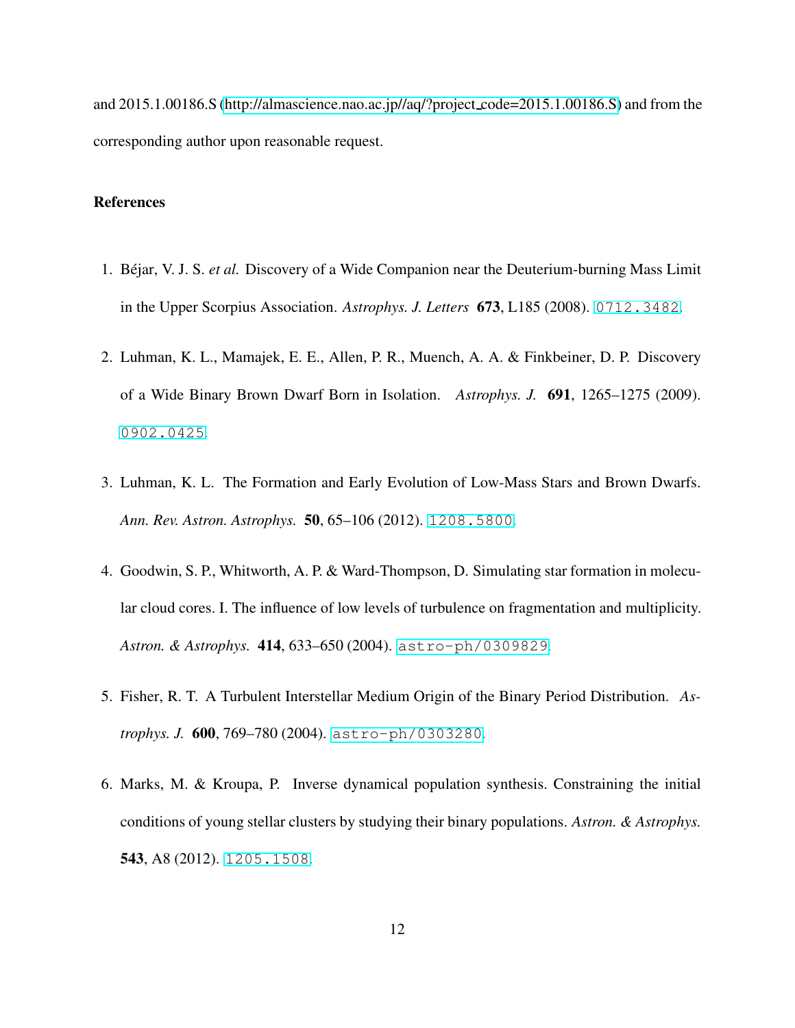and 2015.1.00186.S (http://almascience.nao.ac.jp//aq/?project_code=2015.1.00186.S) and from the corresponding author upon reasonable request.

## References

1. Béjar, V. J. S. *et al.* Discovery of a Wide Companion near the Deuterium-burning Mass Limit in the Upper Scorpius Association. *Astrophys. J. Letters* **673**, L185 (2008). 0712.3482.

2. Luhman, K. L., Mamajek, E. E., Allen, P. R., Muench, A. A. & Finkbeiner, D. P. Discovery of a Wide Binary Brown Dwarf Born in Isolation. *Astrophys. J.* **691**, 1265–1275 (2009). 0902.0425.

3. Luhman, K. L. The Formation and Early Evolution of Low-Mass Stars and Brown Dwarfs. *Ann. Rev. Astron. Astrophys.* **50**, 65–106 (2012). 1208.5800.

4. Goodwin, S. P., Whitworth, A. P. & Ward-Thompson, D. Simulating star formation in molecular cloud cores. I. The influence of low levels of turbulence on fragmentation and multiplicity. *Astron. & Astrophys.* **414**, 633–650 (2004). astro-ph/0309829.

5. Fisher, R. T. A Turbulent Interstellar Medium Origin of the Binary Period Distribution. *Astrophys. J.* **600**, 769–780 (2004). astro-ph/0303280.

6. Marks, M. & Kroupa, P. Inverse dynamical population synthesis. Constraining the initial conditions of young stellar clusters by studying their binary populations. *Astron. & Astrophys.* **543**, A8 (2012). 1205.1508.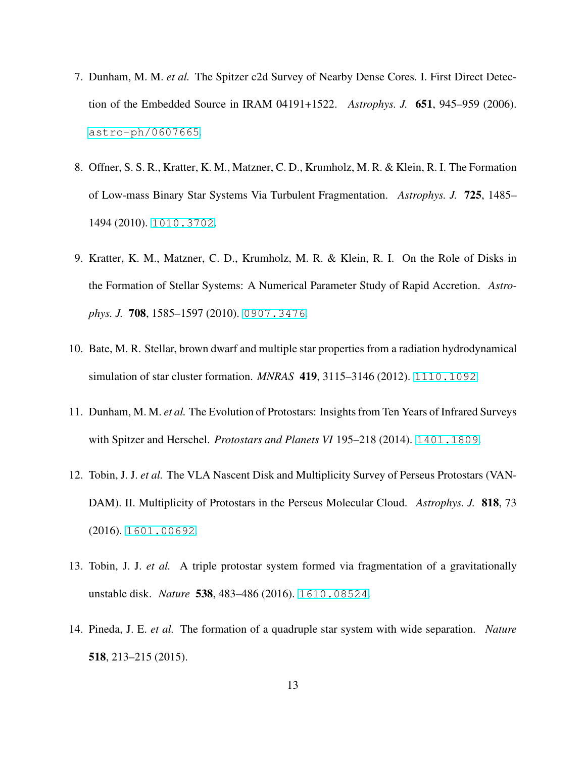7. Dunham, M. M. *et al.* The Spitzer c2d Survey of Nearby Dense Cores. I. First Direct Detection of the Embedded Source in IRAM 04191+1522. *Astrophys. J.* **651**, 945–959 (2006). astro-ph/0607665.

8. Offner, S. S. R., Kratter, K. M., Matzner, C. D., Krumholz, M. R. & Klein, R. I. The Formation of Low-mass Binary Star Systems Via Turbulent Fragmentation. *Astrophys. J.* **725**, 1485–1494 (2010). 1010.3702.

9. Kratter, K. M., Matzner, C. D., Krumholz, M. R. & Klein, R. I. On the Role of Disks in the Formation of Stellar Systems: A Numerical Parameter Study of Rapid Accretion. *Astrophys. J.* **708**, 1585–1597 (2010). 0907.3476.

10. Bate, M. R. Stellar, brown dwarf and multiple star properties from a radiation hydrodynamical simulation of star cluster formation. *MNRAS* **419**, 3115–3146 (2012). 1110.1092.

11. Dunham, M. M. *et al.* The Evolution of Protostars: Insights from Ten Years of Infrared Surveys with Spitzer and Herschel. *Protostars and Planets VI* 195–218 (2014). 1401.1809.

12. Tobin, J. J. *et al.* The VLA Nascent Disk and Multiplicity Survey of Perseus Protostars (VANDAM). II. Multiplicity of Protostars in the Perseus Molecular Cloud. *Astrophys. J.* **818**, 73 (2016). 1601.00692.

13. Tobin, J. J. *et al.* A triple protostar system formed via fragmentation of a gravitationally unstable disk. *Nature* **538**, 483–486 (2016). 1610.08524.

14. Pineda, J. E. *et al.* The formation of a quadruple star system with wide separation. *Nature* **518**, 213–215 (2015).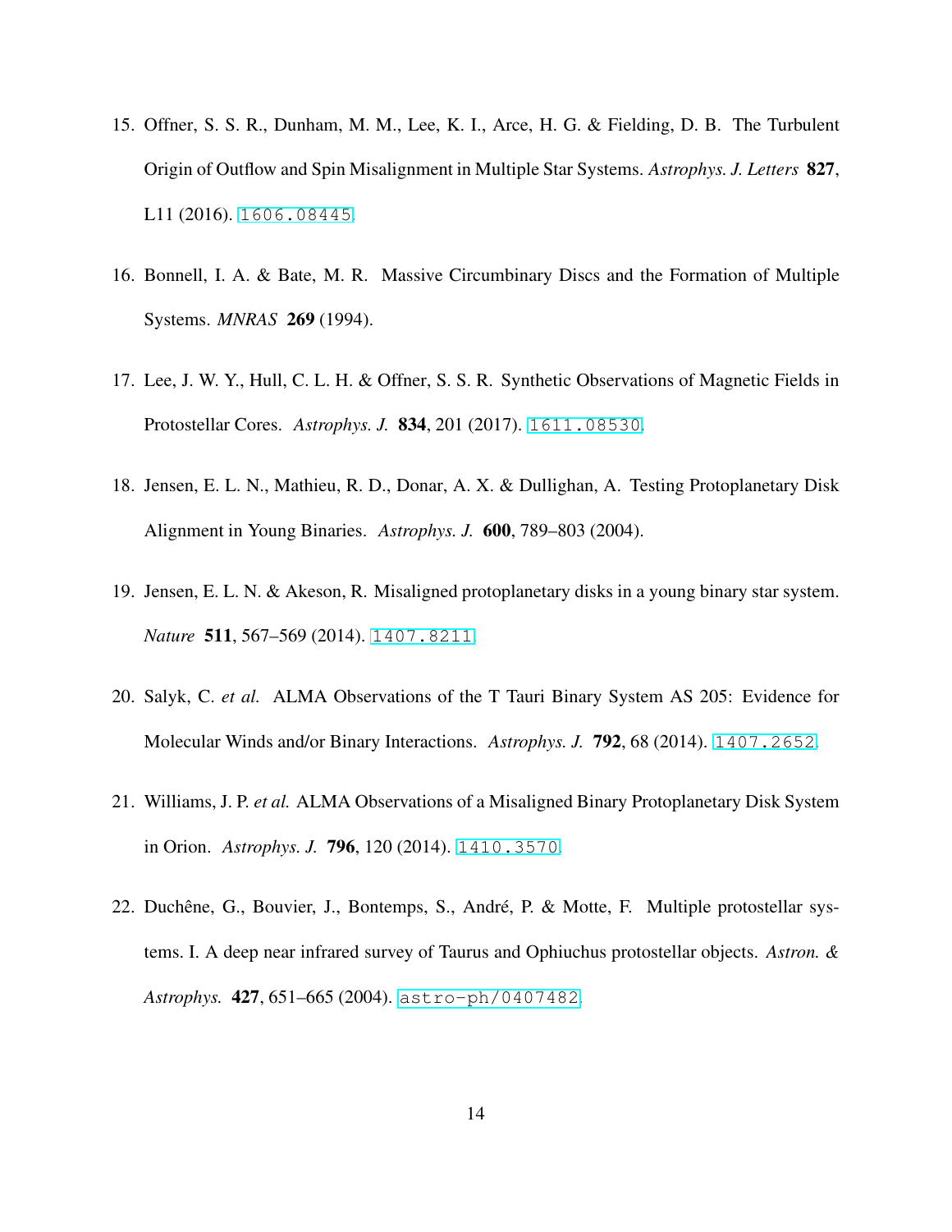15. Offner, S. S. R., Dunham, M. M., Lee, K. I., Arce, H. G. & Fielding, D. B. The Turbulent Origin of Outflow and Spin Misalignment in Multiple Star Systems. *Astrophys. J. Letters* **827**, L11 (2016). 1606.08445.

16. Bonnell, I. A. & Bate, M. R. Massive Circumbinary Discs and the Formation of Multiple Systems. *MNRAS* **269** (1994).

17. Lee, J. W. Y., Hull, C. L. H. & Offner, S. S. R. Synthetic Observations of Magnetic Fields in Protostellar Cores. *Astrophys. J.* **834**, 201 (2017). 1611.08530.

18. Jensen, E. L. N., Mathieu, R. D., Donar, A. X. & Dullighan, A. Testing Protoplanetary Disk Alignment in Young Binaries. *Astrophys. J.* **600**, 789–803 (2004).

19. Jensen, E. L. N. & Akeson, R. Misaligned protoplanetary disks in a young binary star system. *Nature* **511**, 567–569 (2014). 1407.8211.

20. Salyk, C. *et al.* ALMA Observations of the T Tauri Binary System AS 205: Evidence for Molecular Winds and/or Binary Interactions. *Astrophys. J.* **792**, 68 (2014). 1407.2652.

21. Williams, J. P. *et al.* ALMA Observations of a Misaligned Binary Protoplanetary Disk System in Orion. *Astrophys. J.* **796**, 120 (2014). 1410.3570.

22. Duchêne, G., Bouvier, J., Bontemps, S., André, P. & Motte, F. Multiple protostellar systems. I. A deep near infrared survey of Taurus and Ophiuchus protostellar objects. *Astron. & Astrophys.* **427**, 651–665 (2004). astro-ph/0407482.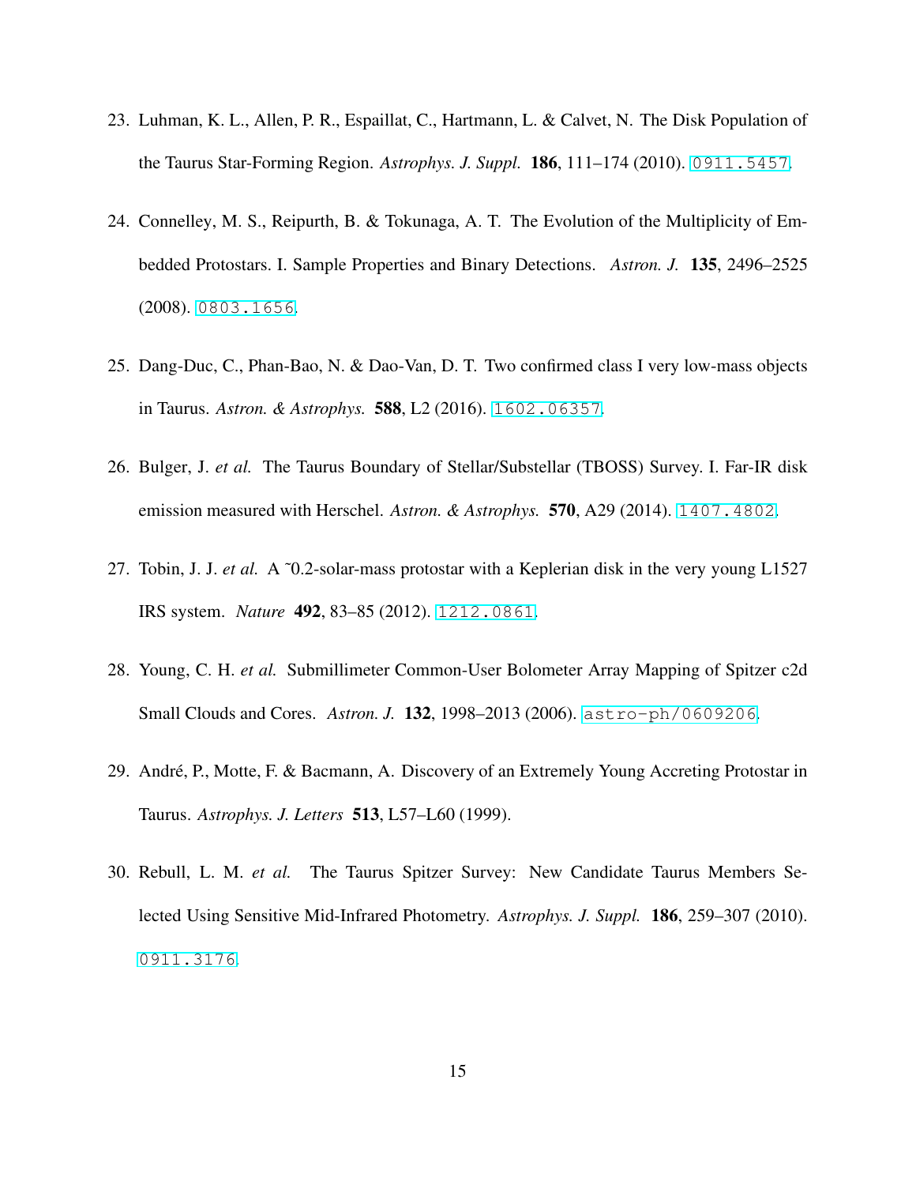23. Luhman, K. L., Allen, P. R., Espaillat, C., Hartmann, L. & Calvet, N. The Disk Population of the Taurus Star-Forming Region. *Astrophys. J. Suppl.* **186**, 111–174 (2010). 0911.5457.

24. Connelley, M. S., Reipurth, B. & Tokunaga, A. T. The Evolution of the Multiplicity of Embedded Protostars. I. Sample Properties and Binary Detections. *Astron. J.* **135**, 2496–2525 (2008). 0803.1656.

25. Dang-Duc, C., Phan-Bao, N. & Dao-Van, D. T. Two confirmed class I very low-mass objects in Taurus. *Astron. & Astrophys.* **588**, L2 (2016). 1602.06357.

26. Bulger, J. *et al.* The Taurus Boundary of Stellar/Substellar (TBOSS) Survey. I. Far-IR disk emission measured with Herschel. *Astron. & Astrophys.* **570**, A29 (2014). 1407.4802.

27. Tobin, J. J. *et al.* A ˜0.2-solar-mass protostar with a Keplerian disk in the very young L1527 IRS system. *Nature* **492**, 83–85 (2012). 1212.0861.

28. Young, C. H. *et al.* Submillimeter Common-User Bolometer Array Mapping of Spitzer c2d Small Clouds and Cores. *Astron. J.* **132**, 1998–2013 (2006). astro-ph/0609206.

29. André, P., Motte, F. & Bacmann, A. Discovery of an Extremely Young Accreting Protostar in Taurus. *Astrophys. J. Letters* **513**, L57–L60 (1999).

30. Rebull, L. M. *et al.* The Taurus Spitzer Survey: New Candidate Taurus Members Selected Using Sensitive Mid-Infrared Photometry. *Astrophys. J. Suppl.* **186**, 259–307 (2010). 0911.3176.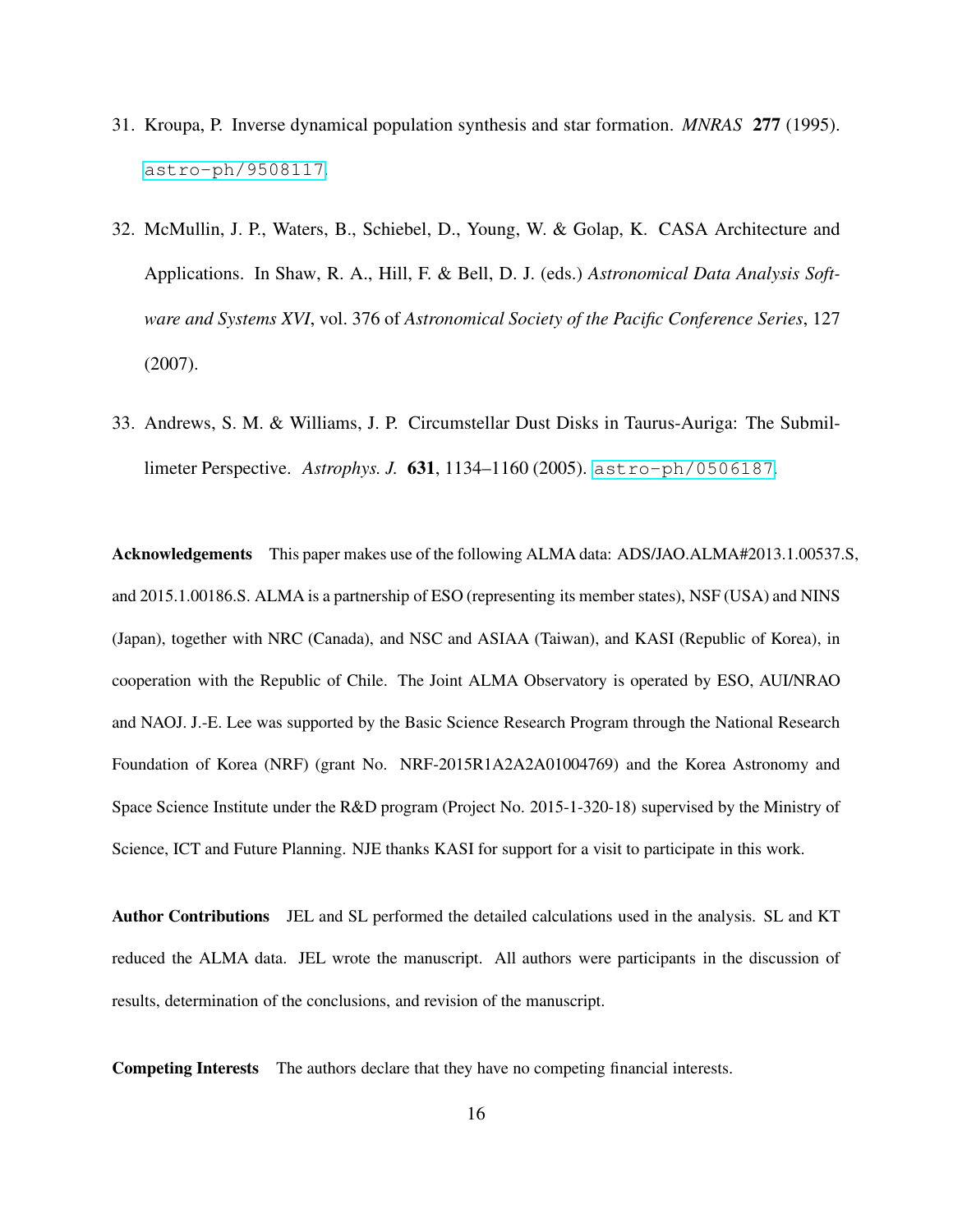31. Kroupa, P. Inverse dynamical population synthesis and star formation. *MNRAS* **277** (1995). astro-ph/9508117.

32. McMullin, J. P., Waters, B., Schiebel, D., Young, W. & Golap, K. CASA Architecture and Applications. In Shaw, R. A., Hill, F. & Bell, D. J. (eds.) *Astronomical Data Analysis Software and Systems XVI*, vol. 376 of *Astronomical Society of the Pacific Conference Series*, 127 (2007).

33. Andrews, S. M. & Williams, J. P. Circumstellar Dust Disks in Taurus-Auriga: The Submillimeter Perspective. *Astrophys. J.* **631**, 1134–1160 (2005). astro-ph/0506187.

**Acknowledgements** This paper makes use of the following ALMA data: ADS/JAO.ALMA#2013.1.00537.S, and 2015.1.00186.S. ALMA is a partnership of ESO (representing its member states), NSF (USA) and NINS (Japan), together with NRC (Canada), and NSC and ASIAA (Taiwan), and KASI (Republic of Korea), in cooperation with the Republic of Chile. The Joint ALMA Observatory is operated by ESO, AUI/NRAO and NAOJ. J.-E. Lee was supported by the Basic Science Research Program through the National Research Foundation of Korea (NRF) (grant No. NRF-2015R1A2A2A01004769) and the Korea Astronomy and Space Science Institute under the R&D program (Project No. 2015-1-320-18) supervised by the Ministry of Science, ICT and Future Planning. NJE thanks KASI for support for a visit to participate in this work.

**Author Contributions** JEL and SL performed the detailed calculations used in the analysis. SL and KT reduced the ALMA data. JEL wrote the manuscript. All authors were participants in the discussion of results, determination of the conclusions, and revision of the manuscript.

**Competing Interests** The authors declare that they have no competing financial interests.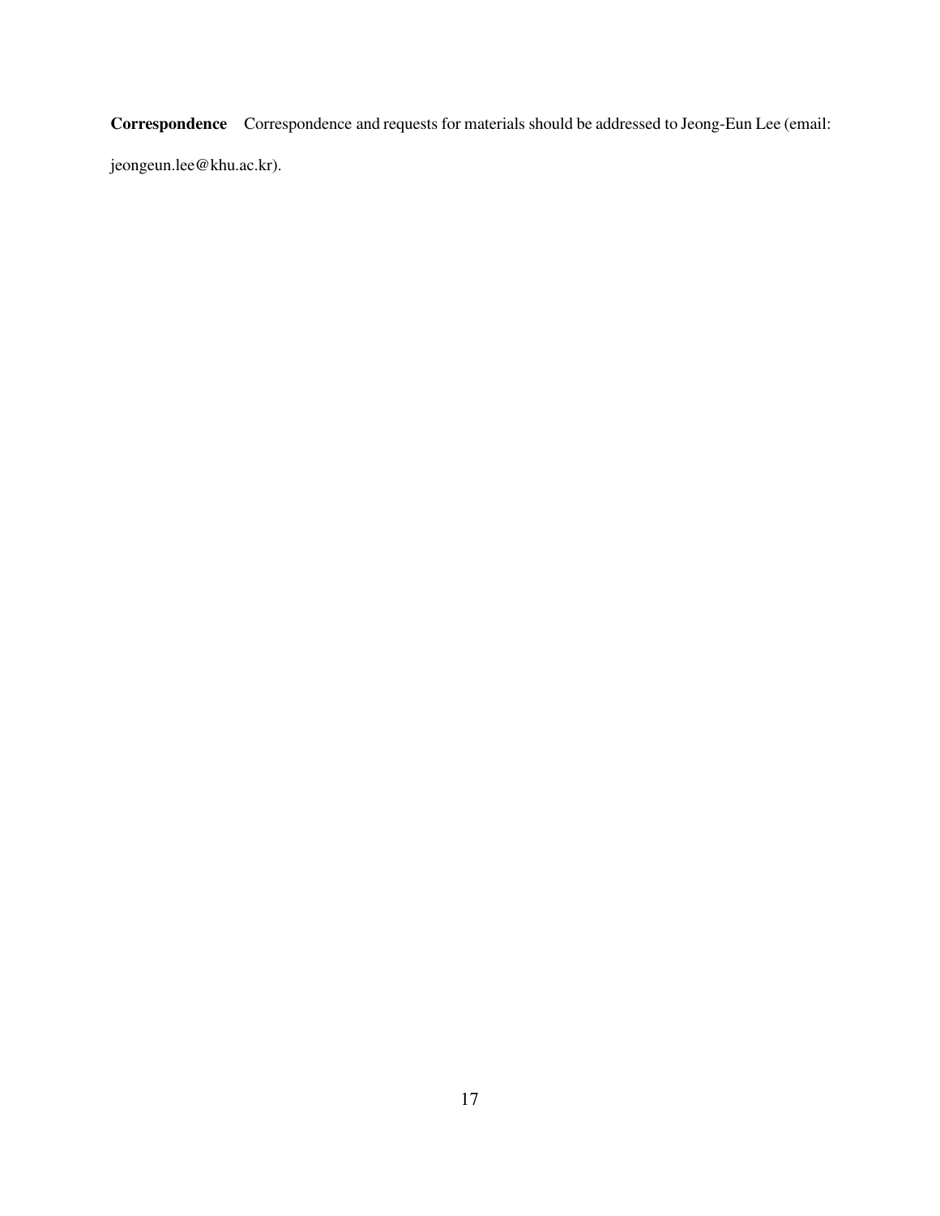**Correspondence** Correspondence and requests for materials should be addressed to Jeong-Eun Lee (email: jeongeun.lee@khu.ac.kr).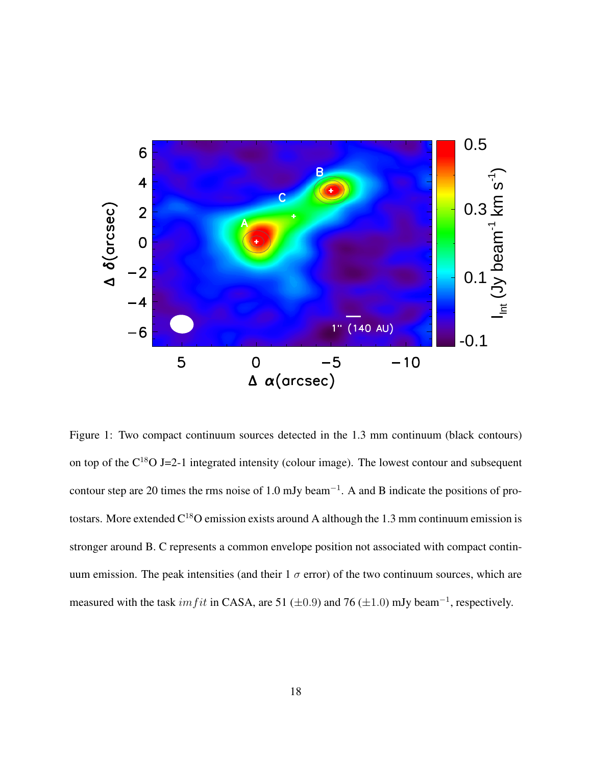Figure 1: Two compact continuum sources detected in the 1.3 mm continuum (black contours) on top of the $C^{18}O$ J=2-1 integrated intensity (colour image). The lowest contour and subsequent contour step are 20 times the rms noise of 1.0 mJy beam$^{-1}$. A and B indicate the positions of protostars. More extended $C^{18}O$ emission exists around A although the 1.3 mm continuum emission is stronger around B. C represents a common envelope position not associated with compact continuum emission. The peak intensities (and their 1 $\sigma$ error) of the two continuum sources, which are measured with the task $imfit$ in CASA, are 51 ($\pm$0.9) and 76 ($\pm$1.0) mJy beam$^{-1}$, respectively.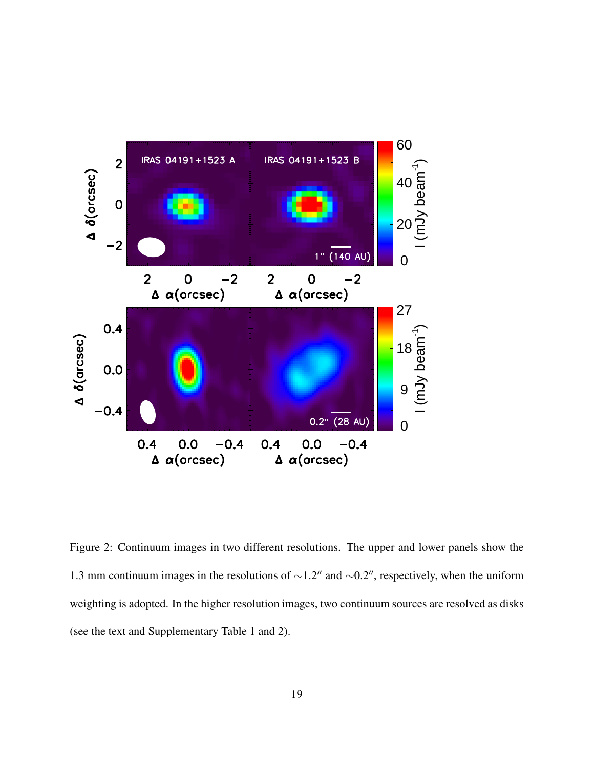Figure 2: Continuum images in two different resolutions. The upper and lower panels show the 1.3 mm continuum images in the resolutions of $\sim$1.2$''$ and $\sim$0.2$''$, respectively, when the uniform weighting is adopted. In the higher resolution images, two continuum sources are resolved as disks (see the text and Supplementary Table 1 and 2).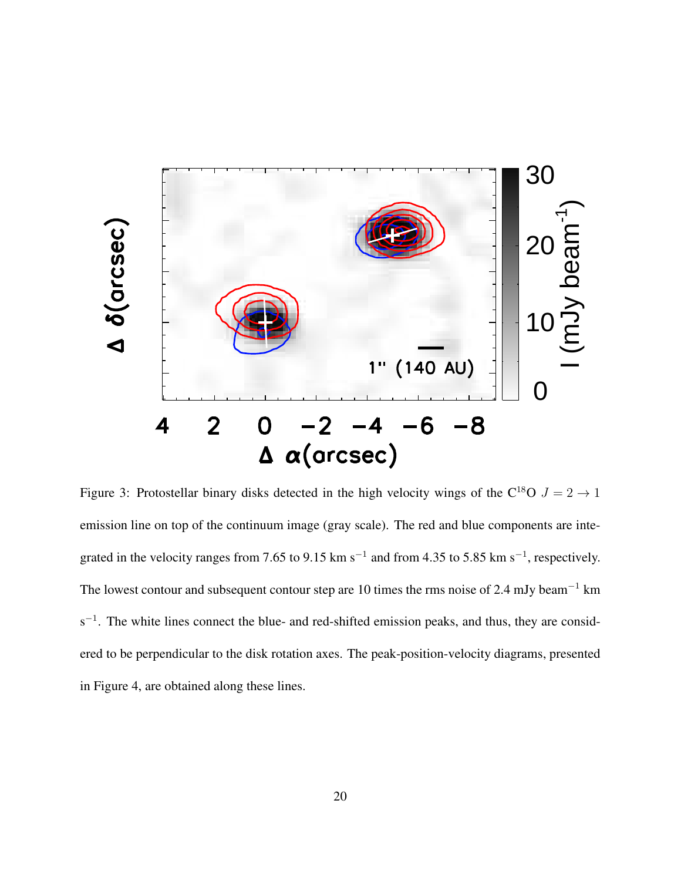Figure 3: Protostellar binary disks detected in the high velocity wings of the $C^{18}O$ $J = 2 \rightarrow 1$ emission line on top of the continuum image (gray scale). The red and blue components are integrated in the velocity ranges from 7.65 to 9.15 km s$^{-1}$ and from 4.35 to 5.85 km s$^{-1}$, respectively. The lowest contour and subsequent contour step are 10 times the rms noise of 2.4 mJy beam$^{-1}$ km s$^{-1}$. The white lines connect the blue- and red-shifted emission peaks, and thus, they are considered to be perpendicular to the disk rotation axes. The peak-position-velocity diagrams, presented in Figure 4, are obtained along these lines.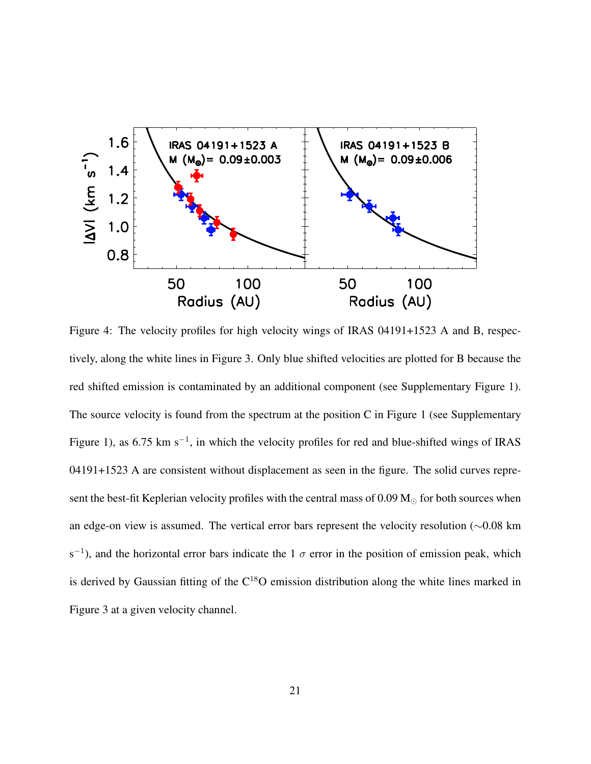Figure 4: The velocity profiles for high velocity wings of IRAS 04191+1523 A and B, respectively, along the white lines in Figure 3. Only blue shifted velocities are plotted for B because the red shifted emission is contaminated by an additional component (see Supplementary Figure 1). The source velocity is found from the spectrum at the position C in Figure 1 (see Supplementary Figure 1), as 6.75 km $s^{-1}$, in which the velocity profiles for red and blue-shifted wings of IRAS 04191+1523 A are consistent without displacement as seen in the figure. The solid curves represent the best-fit Keplerian velocity profiles with the central mass of 0.09 $M_{\odot}$ for both sources when an edge-on view is assumed. The vertical error bars represent the velocity resolution ($\sim$0.08 km $s^{-1}$), and the horizontal error bars indicate the 1 $\sigma$ error in the position of emission peak, which is derived by Gaussian fitting of the $C^{18}O$ emission distribution along the white lines marked in Figure 3 at a given velocity channel.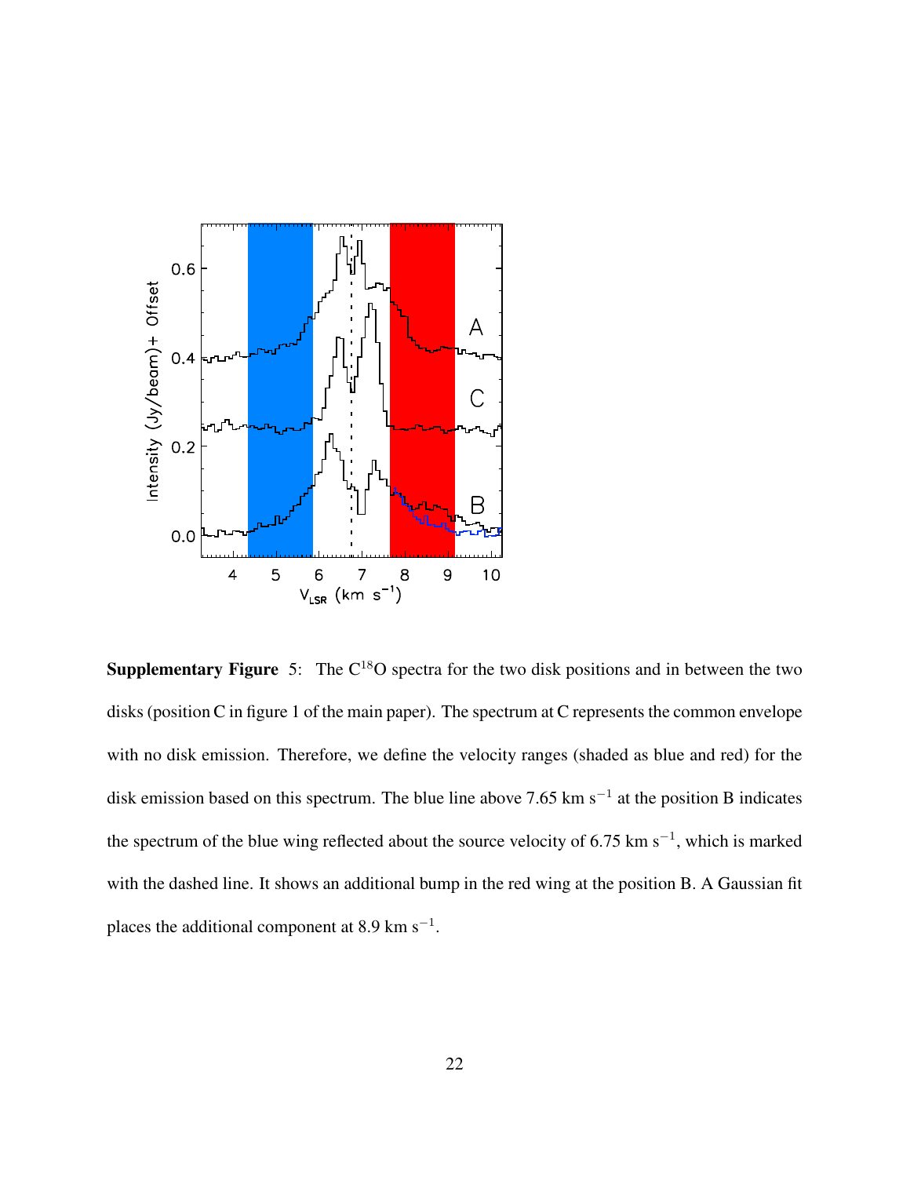**Supplementary Figure 5:** The $C^{18}O$ spectra for the two disk positions and in between the two disks (position C in figure 1 of the main paper). The spectrum at C represents the common envelope with no disk emission. Therefore, we define the velocity ranges (shaded as blue and red) for the disk emission based on this spectrum. The blue line above 7.65 km $s^{-1}$ at the position B indicates the spectrum of the blue wing reflected about the source velocity of 6.75 km $s^{-1}$, which is marked with the dashed line. It shows an additional bump in the red wing at the position B. A Gaussian fit places the additional component at 8.9 km $s^{-1}$.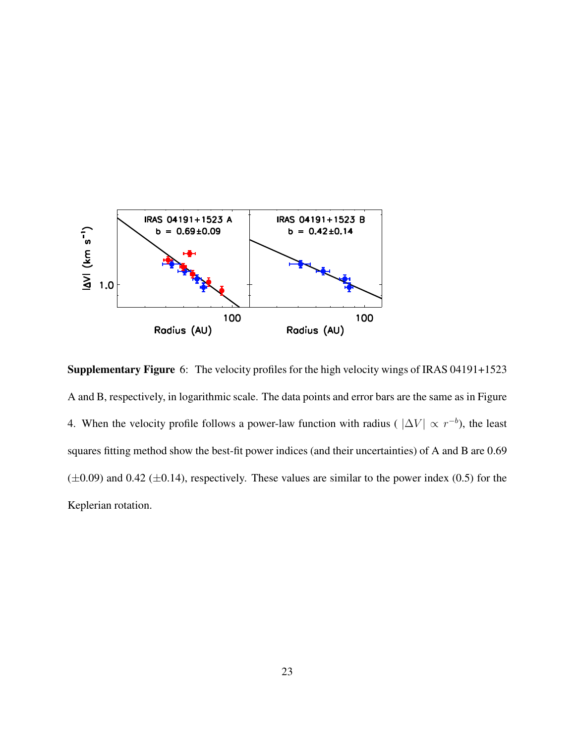**Supplementary Figure** 6: The velocity profiles for the high velocity wings of IRAS 04191+1523 A and B, respectively, in logarithmic scale. The data points and error bars are the same as in Figure 4. When the velocity profile follows a power-law function with radius ( $|\Delta V| \propto r^{-b}$), the least squares fitting method show the best-fit power indices (and their uncertainties) of A and B are 0.69 ($\pm$0.09) and 0.42 ($\pm$0.14), respectively. These values are similar to the power index (0.5) for the Keplerian rotation.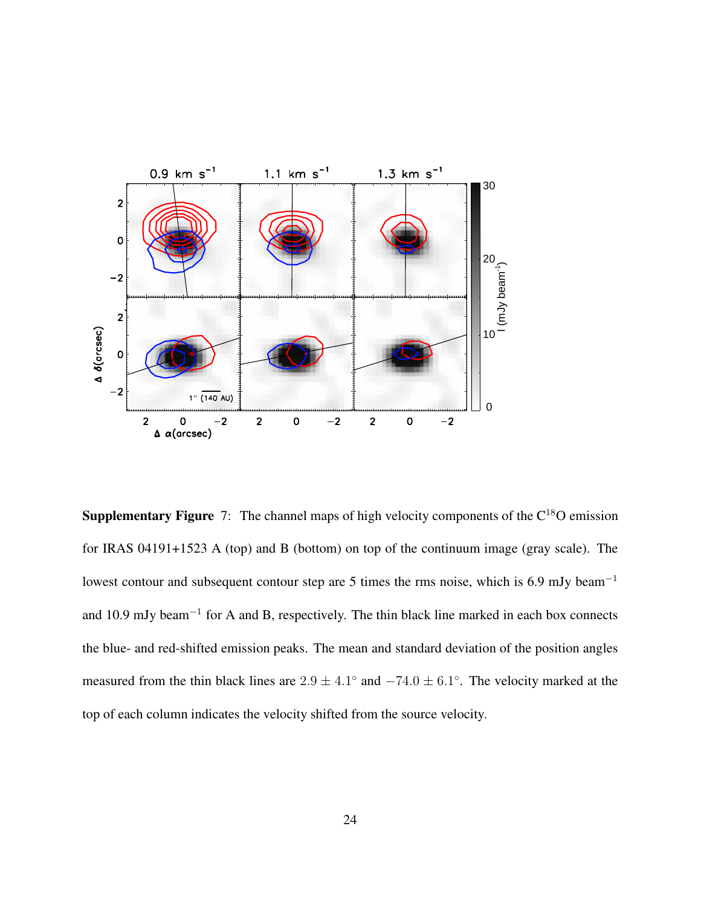**Supplementary Figure 7:** The channel maps of high velocity components of the $C^{18}O$ emission for IRAS 04191+1523 A (top) and B (bottom) on top of the continuum image (gray scale). The lowest contour and subsequent contour step are 5 times the rms noise, which is 6.9 mJy beam$^{-1}$ and 10.9 mJy beam$^{-1}$ for A and B, respectively. The thin black line marked in each box connects the blue- and red-shifted emission peaks. The mean and standard deviation of the position angles measured from the thin black lines are $2.9 \pm 4.1^{\circ}$ and $-74.0 \pm 6.1^{\circ}$. The velocity marked at the top of each column indicates the velocity shifted from the source velocity.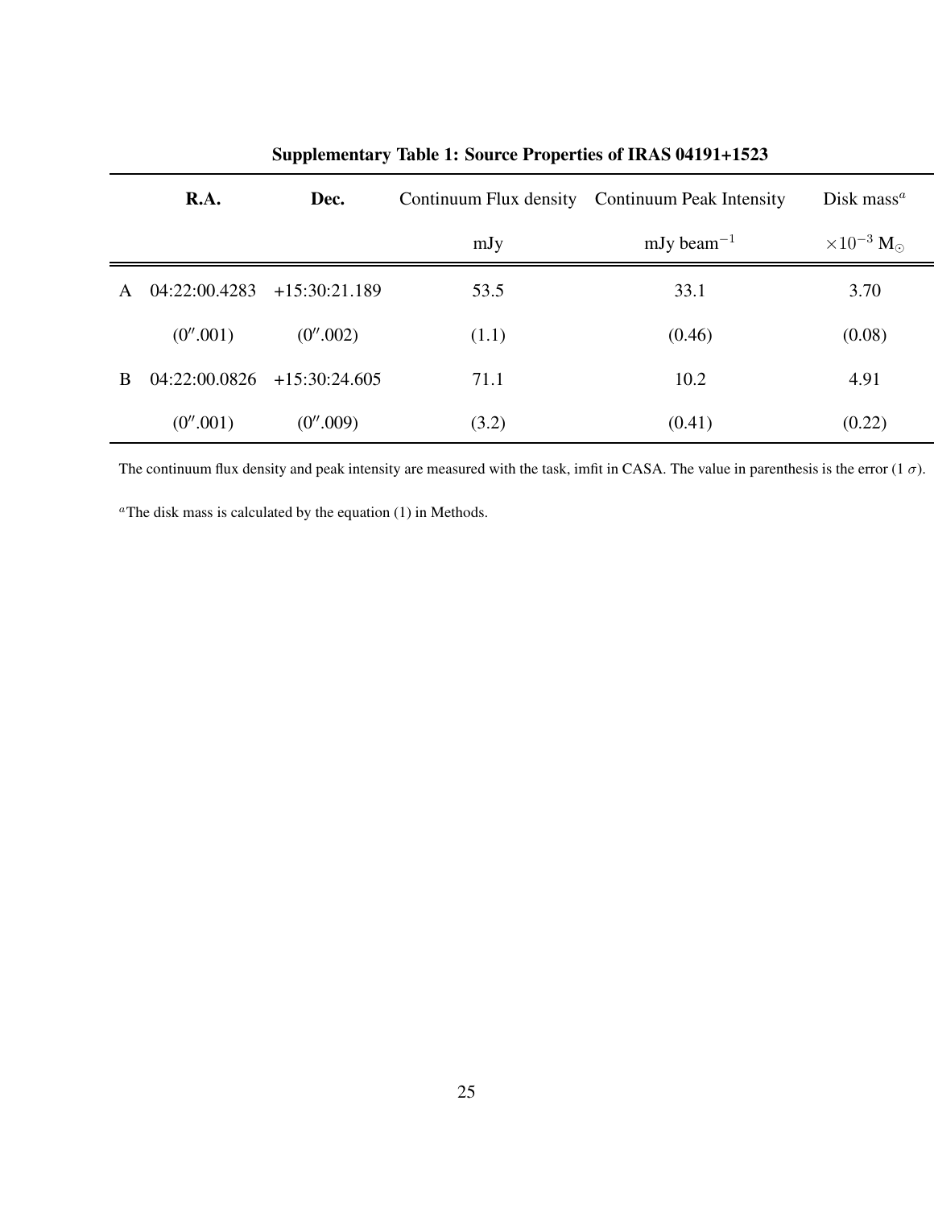**Supplementary Table 1: Source Properties of IRAS 04191+1523**

| | **R.A.** | **Dec.** | Continuum Flux density | Continuum Peak Intensity | Disk mass[a] |
|---|---|---|---|---|---|
| | | | mJy | mJy beam$^{-1}$ | $\times 10^{-3}$ M$_{\odot}$ |
| A | 04:22:00.4283 | +15:30:21.189 | 53.5 | 33.1 | 3.70 |
| | (0″.001) | (0″.002) | (1.1) | (0.46) | (0.08) |
| B | 04:22:00.0826 | +15:30:24.605 | 71.1 | 10.2 | 4.91 |
| | (0″.001) | (0″.009) | (3.2) | (0.41) | (0.22) |

The continuum flux density and peak intensity are measured with the task, imfit in CASA. The value in parenthesis is the error (1 $\sigma$).

[a]The disk mass is calculated by the equation (1) in Methods.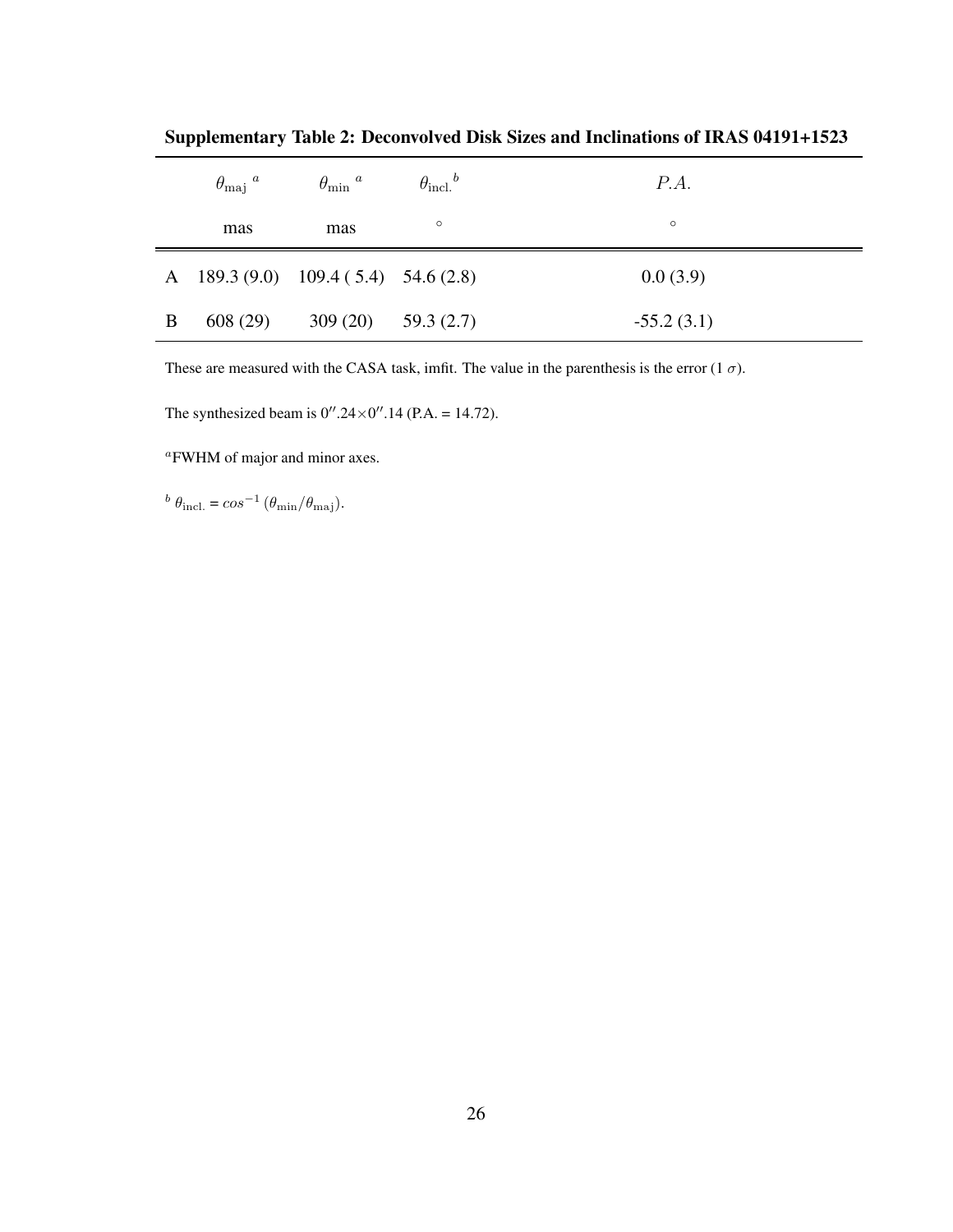**Supplementary Table 2: Deconvolved Disk Sizes and Inclinations of IRAS 04191+1523**

| | $\theta_{\rm maj}$ [a] | $\theta_{\rm min}$ [a] | $\theta_{\rm incl.}$ [b] | $P.A.$ |
|---|---|---|---|---|
| | mas | mas | $\circ$ | $\circ$ |
| A | 189.3 (9.0) | 109.4 ( 5.4) | 54.6 (2.8) | 0.0 (3.9) |
| B | 608 (29) | 309 (20) | 59.3 (2.7) | -55.2 (3.1) |

These are measured with the CASA task, imfit. The value in the parenthesis is the error (1 $\sigma$).

The synthesized beam is $0''.24\times0''.14$ (P.A. = 14.72).

[a] FWHM of major and minor axes.

[b] $\theta_{\rm incl.} = cos^{-1}\,(\theta_{\rm min}/\theta_{\rm maj})$.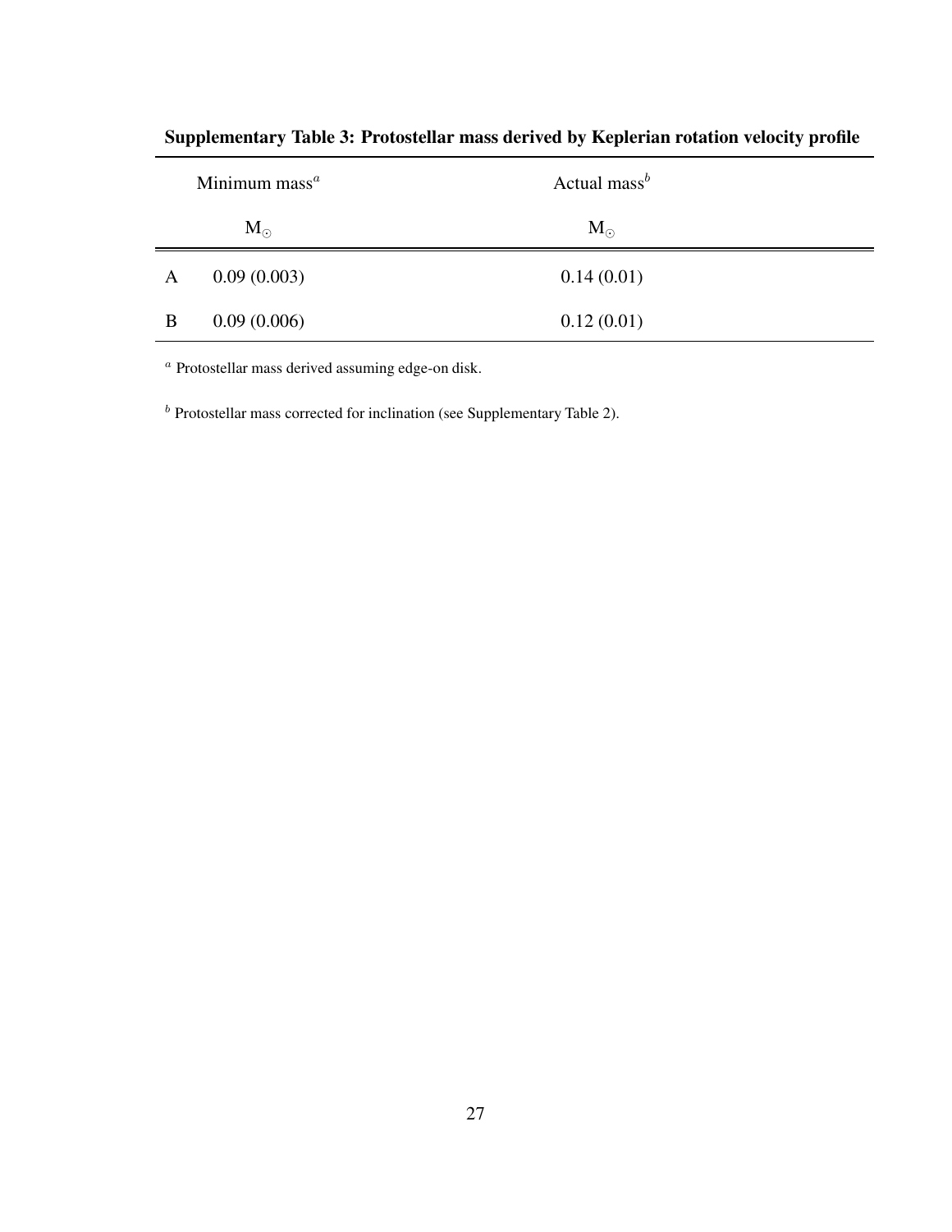**Supplementary Table 3: Protostellar mass derived by Keplerian rotation velocity profile**

| | Minimum mass[a] | Actual mass[b] |
|---|---|---|
| | $M_\odot$ | $M_\odot$ |
| A | 0.09 (0.003) | 0.14 (0.01) |
| B | 0.09 (0.006) | 0.12 (0.01) |

[a] Protostellar mass derived assuming edge-on disk.

[b] Protostellar mass corrected for inclination (see Supplementary Table 2).